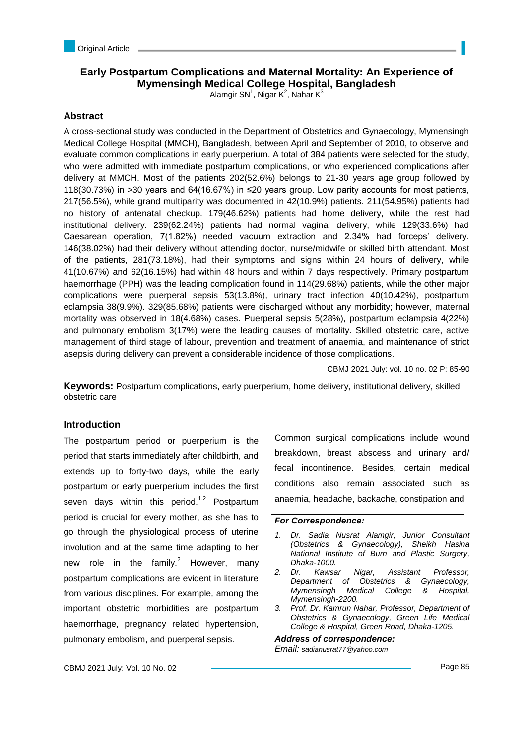Original Article

# Early Postpartum Complications and Maternal Mortality: An Experience of Mymensingh Medical College Hospital, Bangladesh

Alamgir SN[1], Nigar K[2], Nahar K[3]

## Abstract

A cross-sectional study was conducted in the Department of Obstetrics and Gynaecology, Mymensingh Medical College Hospital (MMCH), Bangladesh, between April and September of 2010, to observe and evaluate common complications in early puerperium. A total of 384 patients were selected for the study, who were admitted with immediate postpartum complications, or who experienced complications after delivery at MMCH. Most of the patients 202(52.6%) belongs to 21-30 years age group followed by 118(30.73%) in >30 years and 64(16.67%) in ≤20 years group. Low parity accounts for most patients, 217(56.5%), while grand multiparity was documented in 42(10.9%) patients. 211(54.95%) patients had no history of antenatal checkup. 179(46.62%) patients had home delivery, while the rest had institutional delivery. 239(62.24%) patients had normal vaginal delivery, while 129(33.6%) had Caesarean operation, 7(1.82%) needed vacuum extraction and 2.34% had forceps' delivery. 146(38.02%) had their delivery without attending doctor, nurse/midwife or skilled birth attendant. Most of the patients, 281(73.18%), had their symptoms and signs within 24 hours of delivery, while 41(10.67%) and 62(16.15%) had within 48 hours and within 7 days respectively. Primary postpartum haemorrhage (PPH) was the leading complication found in 114(29.68%) patients, while the other major complications were puerperal sepsis 53(13.8%), urinary tract infection 40(10.42%), postpartum eclampsia 38(9.9%). 329(85.68%) patients were discharged without any morbidity; however, maternal mortality was observed in 18(4.68%) cases. Puerperal sepsis 5(28%), postpartum eclampsia 4(22%) and pulmonary embolism 3(17%) were the leading causes of mortality. Skilled obstetric care, active management of third stage of labour, prevention and treatment of anaemia, and maintenance of strict asepsis during delivery can prevent a considerable incidence of those complications.

CBMJ 2021 July: vol. 10 no. 02 P: 85-90

**Keywords:** Postpartum complications, early puerperium, home delivery, institutional delivery, skilled obstetric care

## Introduction

The postpartum period or puerperium is the period that starts immediately after childbirth, and extends up to forty-two days, while the early postpartum or early puerperium includes the first seven days within this period.[1,2] Postpartum period is crucial for every mother, as she has to go through the physiological process of uterine involution and at the same time adapting to her new role in the family.[2] However, many postpartum complications are evident in literature from various disciplines. For example, among the important obstetric morbidities are postpartum haemorrhage, pregnancy related hypertension, pulmonary embolism, and puerperal sepsis.

Common surgical complications include wound breakdown, breast abscess and urinary and/ fecal incontinence. Besides, certain medical conditions also remain associated such as anaemia, headache, backache, constipation and

***For Correspondence:***

1. *Dr. Sadia Nusrat Alamgir, Junior Consultant (Obstetrics & Gynaecology), Sheikh Hasina National Institute of Burn and Plastic Surgery, Dhaka-1000.*
2. *Dr. Kawsar Nigar, Assistant Professor, Department of Obstetrics & Gynaecology, Mymensingh Medical College & Hospital, Mymensingh-2200.*
3. *Prof. Dr. Kamrun Nahar, Professor, Department of Obstetrics & Gynaecology, Green Life Medical College & Hospital, Green Road, Dhaka-1205.*

***Address of correspondence:***

*Email: sadianusrat77@yahoo.com*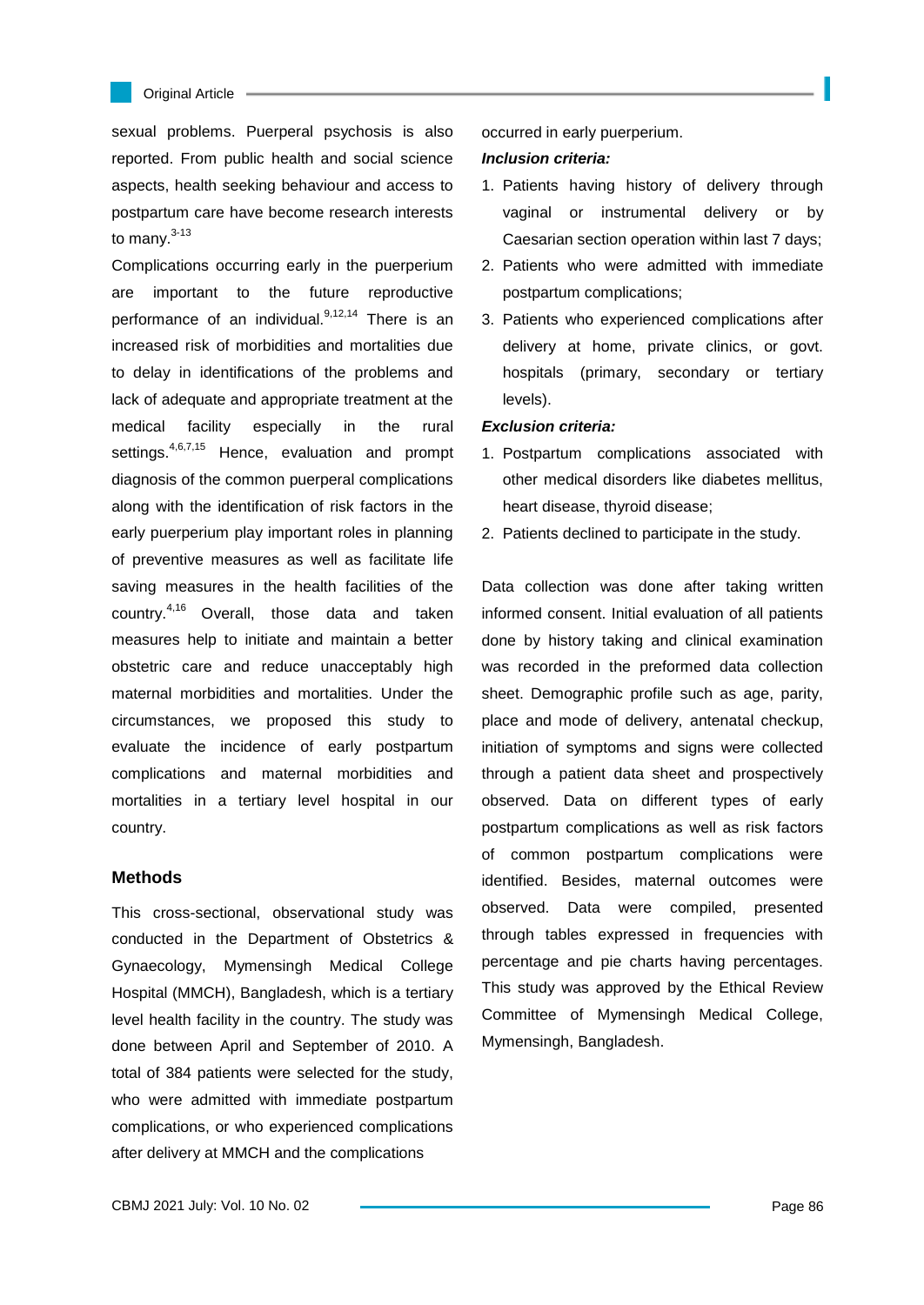sexual problems. Puerperal psychosis is also reported. From public health and social science aspects, health seeking behaviour and access to postpartum care have become research interests to many.[3-13]

Complications occurring early in the puerperium are important to the future reproductive performance of an individual.[9,12,14] There is an increased risk of morbidities and mortalities due to delay in identifications of the problems and lack of adequate and appropriate treatment at the medical facility especially in the rural settings.[4,6,7,15] Hence, evaluation and prompt diagnosis of the common puerperal complications along with the identification of risk factors in the early puerperium play important roles in planning of preventive measures as well as facilitate life saving measures in the health facilities of the country.[4,16] Overall, those data and taken measures help to initiate and maintain a better obstetric care and reduce unacceptably high maternal morbidities and mortalities. Under the circumstances, we proposed this study to evaluate the incidence of early postpartum complications and maternal morbidities and mortalities in a tertiary level hospital in our country.

## Methods

This cross-sectional, observational study was conducted in the Department of Obstetrics & Gynaecology, Mymensingh Medical College Hospital (MMCH), Bangladesh, which is a tertiary level health facility in the country. The study was done between April and September of 2010. A total of 384 patients were selected for the study, who were admitted with immediate postpartum complications, or who experienced complications after delivery at MMCH and the complications occurred in early puerperium.

***Inclusion criteria:***

1. Patients having history of delivery through vaginal or instrumental delivery or by Caesarian section operation within last 7 days;
2. Patients who were admitted with immediate postpartum complications;
3. Patients who experienced complications after delivery at home, private clinics, or govt. hospitals (primary, secondary or tertiary levels).

***Exclusion criteria:***

1. Postpartum complications associated with other medical disorders like diabetes mellitus, heart disease, thyroid disease;
2. Patients declined to participate in the study.

Data collection was done after taking written informed consent. Initial evaluation of all patients done by history taking and clinical examination was recorded in the preformed data collection sheet. Demographic profile such as age, parity, place and mode of delivery, antenatal checkup, initiation of symptoms and signs were collected through a patient data sheet and prospectively observed. Data on different types of early postpartum complications as well as risk factors of common postpartum complications were identified. Besides, maternal outcomes were observed. Data were compiled, presented through tables expressed in frequencies with percentage and pie charts having percentages. This study was approved by the Ethical Review Committee of Mymensingh Medical College, Mymensingh, Bangladesh.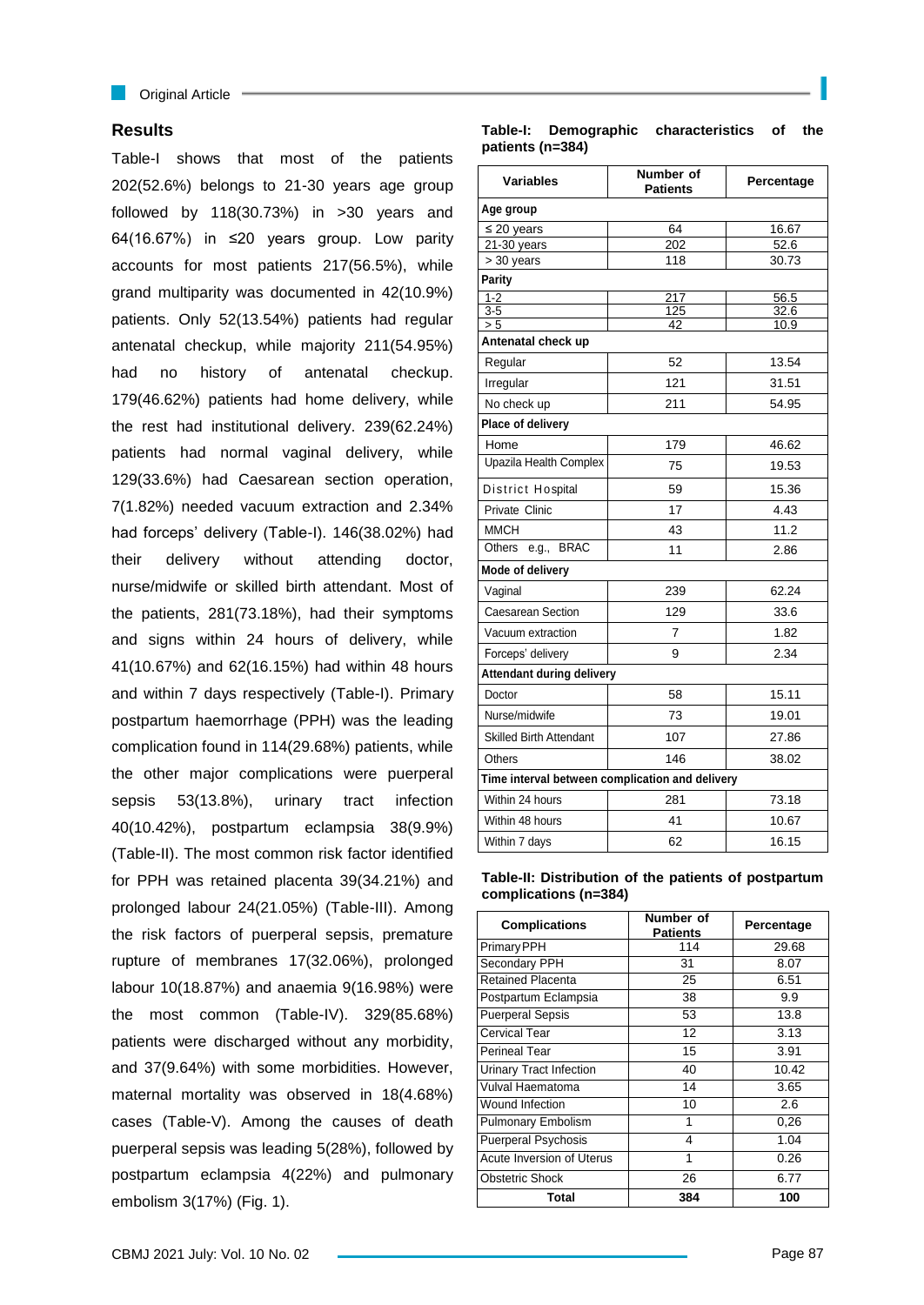## Results

Table-I shows that most of the patients 202(52.6%) belongs to 21-30 years age group followed by 118(30.73%) in >30 years and 64(16.67%) in ≤20 years group. Low parity accounts for most patients 217(56.5%), while grand multiparity was documented in 42(10.9%) patients. Only 52(13.54%) patients had regular antenatal checkup, while majority 211(54.95%) had no history of antenatal checkup. 179(46.62%) patients had home delivery, while the rest had institutional delivery. 239(62.24%) patients had normal vaginal delivery, while 129(33.6%) had Caesarean section operation, 7(1.82%) needed vacuum extraction and 2.34% had forceps' delivery (Table-I). 146(38.02%) had their delivery without attending doctor, nurse/midwife or skilled birth attendant. Most of the patients, 281(73.18%), had their symptoms and signs within 24 hours of delivery, while 41(10.67%) and 62(16.15%) had within 48 hours and within 7 days respectively (Table-I). Primary postpartum haemorrhage (PPH) was the leading complication found in 114(29.68%) patients, while the other major complications were puerperal sepsis 53(13.8%), urinary tract infection 40(10.42%), postpartum eclampsia 38(9.9%) (Table-II). The most common risk factor identified for PPH was retained placenta 39(34.21%) and prolonged labour 24(21.05%) (Table-III). Among the risk factors of puerperal sepsis, premature rupture of membranes 17(32.06%), prolonged labour 10(18.87%) and anaemia 9(16.98%) were the most common (Table-IV). 329(85.68%) patients were discharged without any morbidity, and 37(9.64%) with some morbidities. However, maternal mortality was observed in 18(4.68%) cases (Table-V). Among the causes of death puerperal sepsis was leading 5(28%), followed by postpartum eclampsia 4(22%) and pulmonary embolism 3(17%) (Fig. 1).

**Table-I: Demographic characteristics of the patients (n=384)**

| Variables | Number of Patients | Percentage |
|---|---|---|
| **Age group** | | |
| ≤ 20 years | 64 | 16.67 |
| 21-30 years | 202 | 52.6 |
| > 30 years | 118 | 30.73 |
| **Parity** | | |
| 1-2 | 217 | 56.5 |
| 3-5 | 125 | 32.6 |
| > 5 | 42 | 10.9 |
| **Antenatal check up** | | |
| Regular | 52 | 13.54 |
| Irregular | 121 | 31.51 |
| No check up | 211 | 54.95 |
| **Place of delivery** | | |
| Home | 179 | 46.62 |
| Upazila Health Complex | 75 | 19.53 |
| District Hospital | 59 | 15.36 |
| Private Clinic | 17 | 4.43 |
| MMCH | 43 | 11.2 |
| Others e.g., BRAC | 11 | 2.86 |
| **Mode of delivery** | | |
| Vaginal | 239 | 62.24 |
| Caesarean Section | 129 | 33.6 |
| Vacuum extraction | 7 | 1.82 |
| Forceps' delivery | 9 | 2.34 |
| **Attendant during delivery** | | |
| Doctor | 58 | 15.11 |
| Nurse/midwife | 73 | 19.01 |
| Skilled Birth Attendant | 107 | 27.86 |
| Others | 146 | 38.02 |
| **Time interval between complication and delivery** | | |
| Within 24 hours | 281 | 73.18 |
| Within 48 hours | 41 | 10.67 |
| Within 7 days | 62 | 16.15 |

**Table-II: Distribution of the patients of postpartum complications (n=384)**

| Complications | Number of Patients | Percentage |
|---|---|---|
| Primary PPH | 114 | 29.68 |
| Secondary PPH | 31 | 8.07 |
| Retained Placenta | 25 | 6.51 |
| Postpartum Eclampsia | 38 | 9.9 |
| Puerperal Sepsis | 53 | 13.8 |
| Cervical Tear | 12 | 3.13 |
| Perineal Tear | 15 | 3.91 |
| Urinary Tract Infection | 40 | 10.42 |
| Vulval Haematoma | 14 | 3.65 |
| Wound Infection | 10 | 2.6 |
| Pulmonary Embolism | 1 | 0,26 |
| Puerperal Psychosis | 4 | 1.04 |
| Acute Inversion of Uterus | 1 | 0.26 |
| Obstetric Shock | 26 | 6.77 |
| **Total** | **384** | **100** |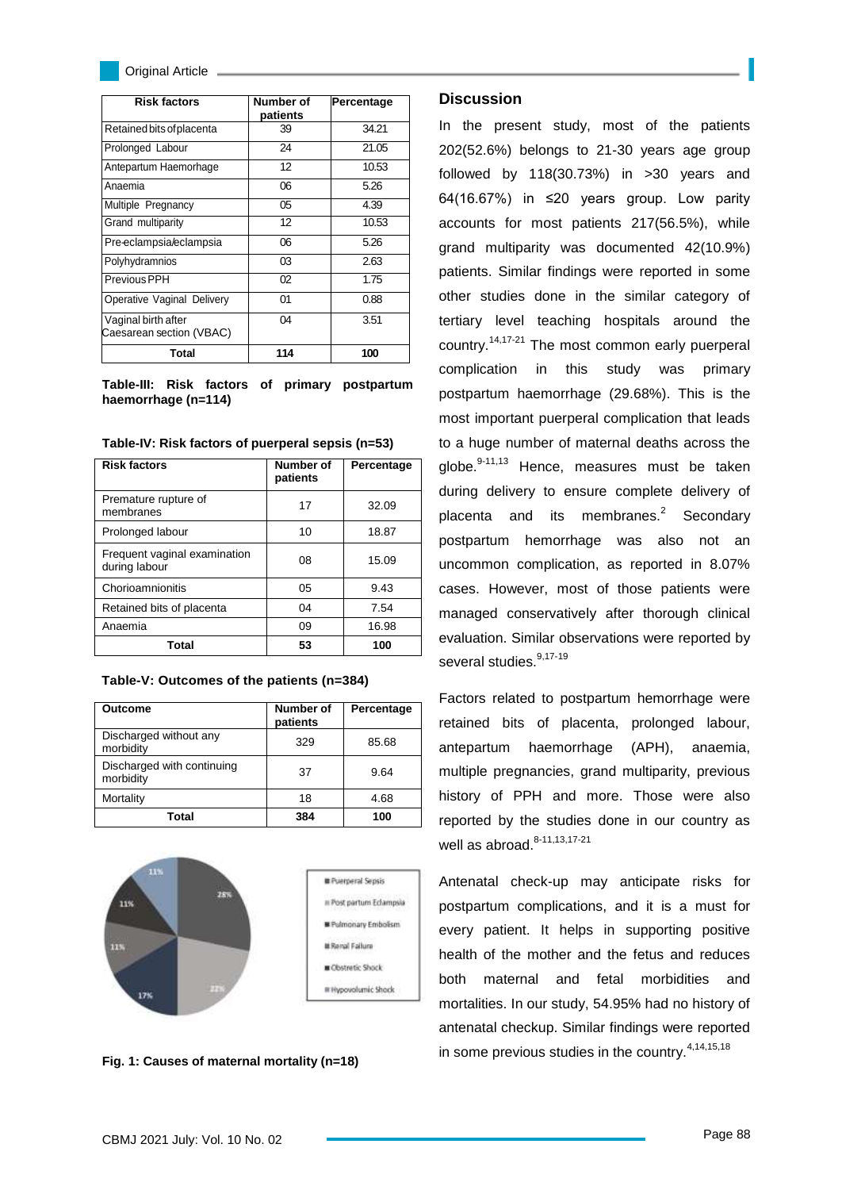| Risk factors | Number of patients | Percentage |
|---|---|---|
| Retained bits of placenta | 39 | 34.21 |
| Prolonged Labour | 24 | 21.05 |
| Antepartum Haemorrhage | 12 | 10.53 |
| Anaemia | 06 | 5.26 |
| Multiple Pregnancy | 05 | 4.39 |
| Grand multiparity | 12 | 10.53 |
| Pre-eclampsia/eclampsia | 06 | 5.26 |
| Polyhydramnios | 03 | 2.63 |
| Previous PPH | 02 | 1.75 |
| Operative Vaginal Delivery | 01 | 0.88 |
| Vaginal birth after Caesarean section (VBAC) | 04 | 3.51 |
| **Total** | **114** | **100** |

**Table-III: Risk factors of primary postpartum haemorrhage (n=114)**

**Table-IV: Risk factors of puerperal sepsis (n=53)**

| Risk factors | Number of patients | Percentage |
|---|---|---|
| Premature rupture of membranes | 17 | 32.09 |
| Prolonged labour | 10 | 18.87 |
| Frequent vaginal examination during labour | 08 | 15.09 |
| Chorioamnionitis | 05 | 9.43 |
| Retained bits of placenta | 04 | 7.54 |
| Anaemia | 09 | 16.98 |
| **Total** | **53** | **100** |

**Table-V: Outcomes of the patients (n=384)**

| Outcome | Number of patients | Percentage |
|---|---|---|
| Discharged without any morbidity | 329 | 85.68 |
| Discharged with continuing morbidity | 37 | 9.64 |
| Mortality | 18 | 4.68 |
| **Total** | **384** | **100** |

**Fig. 1: Causes of maternal mortality (n=18)**

## Discussion

In the present study, most of the patients 202(52.6%) belongs to 21-30 years age group followed by 118(30.73%) in >30 years and 64(16.67%) in ≤20 years group. Low parity accounts for most patients 217(56.5%), while grand multiparity was documented 42(10.9%) patients. Similar findings were reported in some other studies done in the similar category of tertiary level teaching hospitals around the country.[14,17-21] The most common early puerperal complication in this study was primary postpartum haemorrhage (29.68%). This is the most important puerperal complication that leads to a huge number of maternal deaths across the globe.[9-11,13] Hence, measures must be taken during delivery to ensure complete delivery of placenta and its membranes.[2] Secondary postpartum hemorrhage was also not an uncommon complication, as reported in 8.07% cases. However, most of those patients were managed conservatively after thorough clinical evaluation. Similar observations were reported by several studies.[9,17-19]

Factors related to postpartum hemorrhage were retained bits of placenta, prolonged labour, antepartum haemorrhage (APH), anaemia, multiple pregnancies, grand multiparity, previous history of PPH and more. Those were also reported by the studies done in our country as well as abroad.[8-11,13,17-21]

Antenatal check-up may anticipate risks for postpartum complications, and it is a must for every patient. It helps in supporting positive health of the mother and the fetus and reduces both maternal and fetal morbidities and mortalities. In our study, 54.95% had no history of antenatal checkup. Similar findings were reported in some previous studies in the country.[4,14,15,18]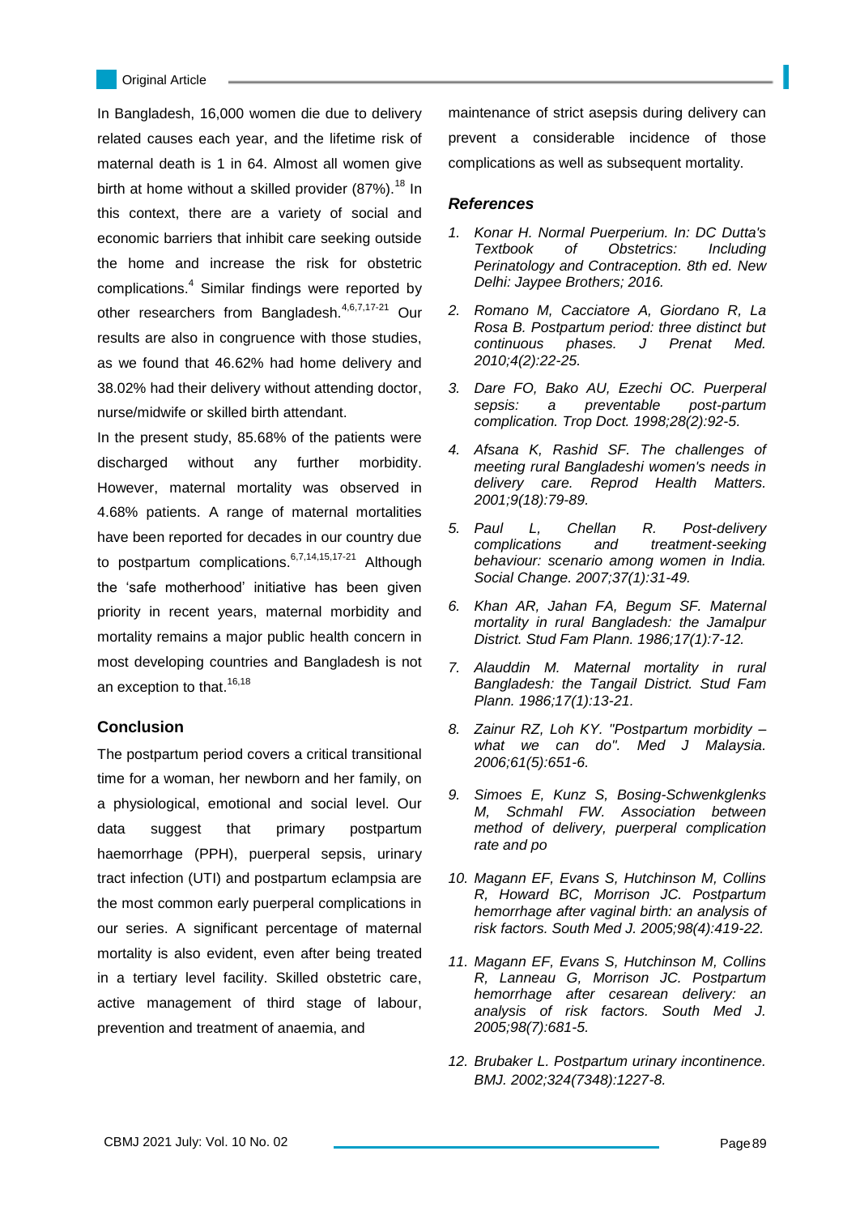In Bangladesh, 16,000 women die due to delivery related causes each year, and the lifetime risk of maternal death is 1 in 64. Almost all women give birth at home without a skilled provider (87%).[18] In this context, there are a variety of social and economic barriers that inhibit care seeking outside the home and increase the risk for obstetric complications.[4] Similar findings were reported by other researchers from Bangladesh.[4,6,7,17-21] Our results are also in congruence with those studies, as we found that 46.62% had home delivery and 38.02% had their delivery without attending doctor, nurse/midwife or skilled birth attendant.

In the present study, 85.68% of the patients were discharged without any further morbidity. However, maternal mortality was observed in 4.68% patients. A range of maternal mortalities have been reported for decades in our country due to postpartum complications.[6,7,14,15,17-21] Although the 'safe motherhood' initiative has been given priority in recent years, maternal morbidity and mortality remains a major public health concern in most developing countries and Bangladesh is not an exception to that.[16,18]

## Conclusion

The postpartum period covers a critical transitional time for a woman, her newborn and her family, on a physiological, emotional and social level. Our data suggest that primary postpartum haemorrhage (PPH), puerperal sepsis, urinary tract infection (UTI) and postpartum eclampsia are the most common early puerperal complications in our series. A significant percentage of maternal mortality is also evident, even after being treated in a tertiary level facility. Skilled obstetric care, active management of third stage of labour, prevention and treatment of anaemia, and maintenance of strict asepsis during delivery can prevent a considerable incidence of those complications as well as subsequent mortality.

## References

1. *Konar H. Normal Puerperium. In: DC Dutta's Textbook of Obstetrics: Including Perinatology and Contraception. 8th ed. New Delhi: Jaypee Brothers; 2016.*
2. *Romano M, Cacciatore A, Giordano R, La Rosa B. Postpartum period: three distinct but continuous phases. J Prenat Med. 2010;4(2):22-25.*
3. *Dare FO, Bako AU, Ezechi OC. Puerperal sepsis: a preventable post-partum complication. Trop Doct. 1998;28(2):92-5.*
4. *Afsana K, Rashid SF. The challenges of meeting rural Bangladeshi women's needs in delivery care. Reprod Health Matters. 2001;9(18):79-89.*
5. *Paul L, Chellan R. Post-delivery complications and treatment-seeking behaviour: scenario among women in India. Social Change. 2007;37(1):31-49.*
6. *Khan AR, Jahan FA, Begum SF. Maternal mortality in rural Bangladesh: the Jamalpur District. Stud Fam Plann. 1986;17(1):7-12.*
7. *Alauddin M. Maternal mortality in rural Bangladesh: the Tangail District. Stud Fam Plann. 1986;17(1):13-21.*
8. *Zainur RZ, Loh KY. "Postpartum morbidity – what we can do". Med J Malaysia. 2006;61(5):651-6.*
9. *Simoes E, Kunz S, Bosing-Schwenkglenks M, Schmahl FW. Association between method of delivery, puerperal complication rate and po*
10. *Magann EF, Evans S, Hutchinson M, Collins R, Howard BC, Morrison JC. Postpartum hemorrhage after vaginal birth: an analysis of risk factors. South Med J. 2005;98(4):419-22.*
11. *Magann EF, Evans S, Hutchinson M, Collins R, Lanneau G, Morrison JC. Postpartum hemorrhage after cesarean delivery: an analysis of risk factors. South Med J. 2005;98(7):681-5.*
12. *Brubaker L. Postpartum urinary incontinence. BMJ. 2002;324(7348):1227-8.*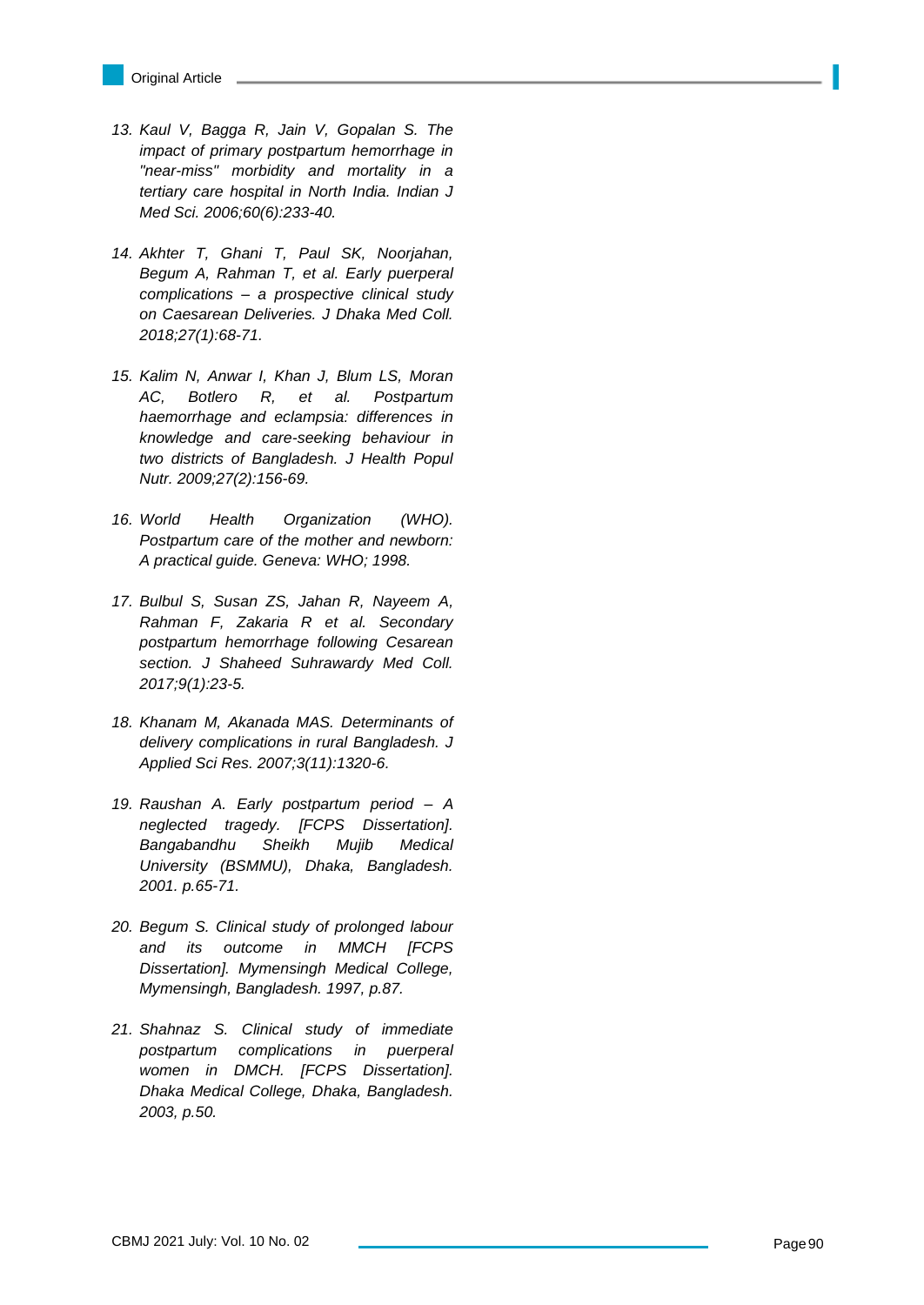13. *Kaul V, Bagga R, Jain V, Gopalan S. The impact of primary postpartum hemorrhage in "near-miss" morbidity and mortality in a tertiary care hospital in North India. Indian J Med Sci. 2006;60(6):233-40.*

14. *Akhter T, Ghani T, Paul SK, Noorjahan, Begum A, Rahman T, et al. Early puerperal complications – a prospective clinical study on Caesarean Deliveries. J Dhaka Med Coll. 2018;27(1):68-71.*

15. *Kalim N, Anwar I, Khan J, Blum LS, Moran AC, Botlero R, et al. Postpartum haemorrhage and eclampsia: differences in knowledge and care-seeking behaviour in two districts of Bangladesh. J Health Popul Nutr. 2009;27(2):156-69.*

16. *World Health Organization (WHO). Postpartum care of the mother and newborn: A practical guide. Geneva: WHO; 1998.*

17. *Bulbul S, Susan ZS, Jahan R, Nayeem A, Rahman F, Zakaria R et al. Secondary postpartum hemorrhage following Cesarean section. J Shaheed Suhrawardy Med Coll. 2017;9(1):23-5.*

18. *Khanam M, Akanada MAS. Determinants of delivery complications in rural Bangladesh. J Applied Sci Res. 2007;3(11):1320-6.*

19. *Raushan A. Early postpartum period – A neglected tragedy. [FCPS Dissertation]. Bangabandhu Sheikh Mujib Medical University (BSMMU), Dhaka, Bangladesh. 2001. p.65-71.*

20. *Begum S. Clinical study of prolonged labour and its outcome in MMCH [FCPS Dissertation]. Mymensingh Medical College, Mymensingh, Bangladesh. 1997, p.87.*

21. *Shahnaz S. Clinical study of immediate postpartum complications in puerperal women in DMCH. [FCPS Dissertation]. Dhaka Medical College, Dhaka, Bangladesh. 2003, p.50.*